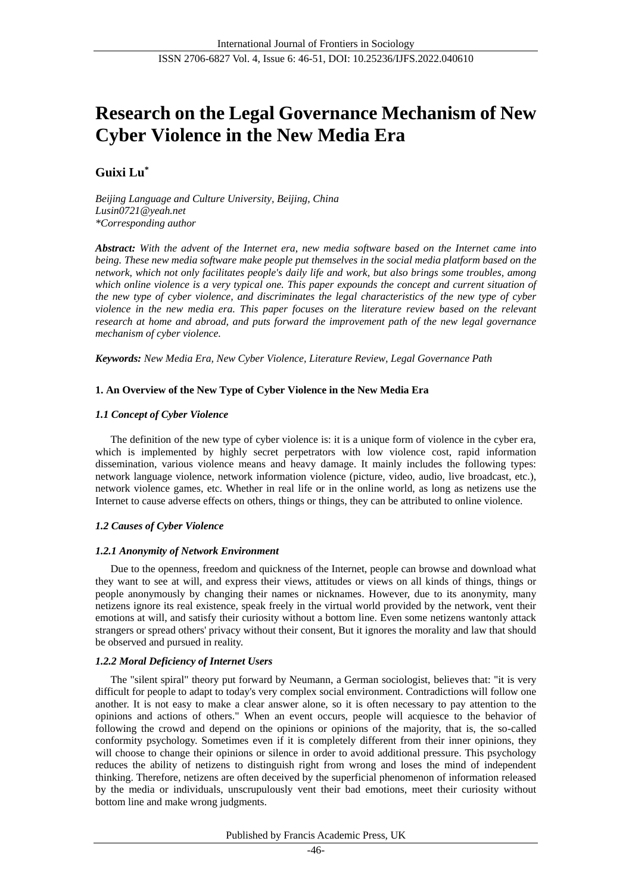# Research on the Legal Governance Mechanism of New Cyber Violence in the New Media Era

**Guixi Lu***

*Beijing Language and Culture University, Beijing, China*
*Lusin0721@yeah.net*
*\*Corresponding author*

***Abstract:*** *With the advent of the Internet era, new media software based on the Internet came into being. These new media software make people put themselves in the social media platform based on the network, which not only facilitates people's daily life and work, but also brings some troubles, among which online violence is a very typical one. This paper expounds the concept and current situation of the new type of cyber violence, and discriminates the legal characteristics of the new type of cyber violence in the new media era. This paper focuses on the literature review based on the relevant research at home and abroad, and puts forward the improvement path of the new legal governance mechanism of cyber violence.*

***Keywords:*** *New Media Era, New Cyber Violence, Literature Review, Legal Governance Path*

## 1. An Overview of the New Type of Cyber Violence in the New Media Era

### *1.1 Concept of Cyber Violence*

The definition of the new type of cyber violence is: it is a unique form of violence in the cyber era, which is implemented by highly secret perpetrators with low violence cost, rapid information dissemination, various violence means and heavy damage. It mainly includes the following types: network language violence, network information violence (picture, video, audio, live broadcast, etc.), network violence games, etc. Whether in real life or in the online world, as long as netizens use the Internet to cause adverse effects on others, things or things, they can be attributed to online violence.

### *1.2 Causes of Cyber Violence*

#### *1.2.1 Anonymity of Network Environment*

Due to the openness, freedom and quickness of the Internet, people can browse and download what they want to see at will, and express their views, attitudes or views on all kinds of things, things or people anonymously by changing their names or nicknames. However, due to its anonymity, many netizens ignore its real existence, speak freely in the virtual world provided by the network, vent their emotions at will, and satisfy their curiosity without a bottom line. Even some netizens wantonly attack strangers or spread others' privacy without their consent, But it ignores the morality and law that should be observed and pursued in reality.

#### *1.2.2 Moral Deficiency of Internet Users*

The "silent spiral" theory put forward by Neumann, a German sociologist, believes that: "it is very difficult for people to adapt to today's very complex social environment. Contradictions will follow one another. It is not easy to make a clear answer alone, so it is often necessary to pay attention to the opinions and actions of others." When an event occurs, people will acquiesce to the behavior of following the crowd and depend on the opinions or opinions of the majority, that is, the so-called conformity psychology. Sometimes even if it is completely different from their inner opinions, they will choose to change their opinions or silence in order to avoid additional pressure. This psychology reduces the ability of netizens to distinguish right from wrong and loses the mind of independent thinking. Therefore, netizens are often deceived by the superficial phenomenon of information released by the media or individuals, unscrupulously vent their bad emotions, meet their curiosity without bottom line and make wrong judgments.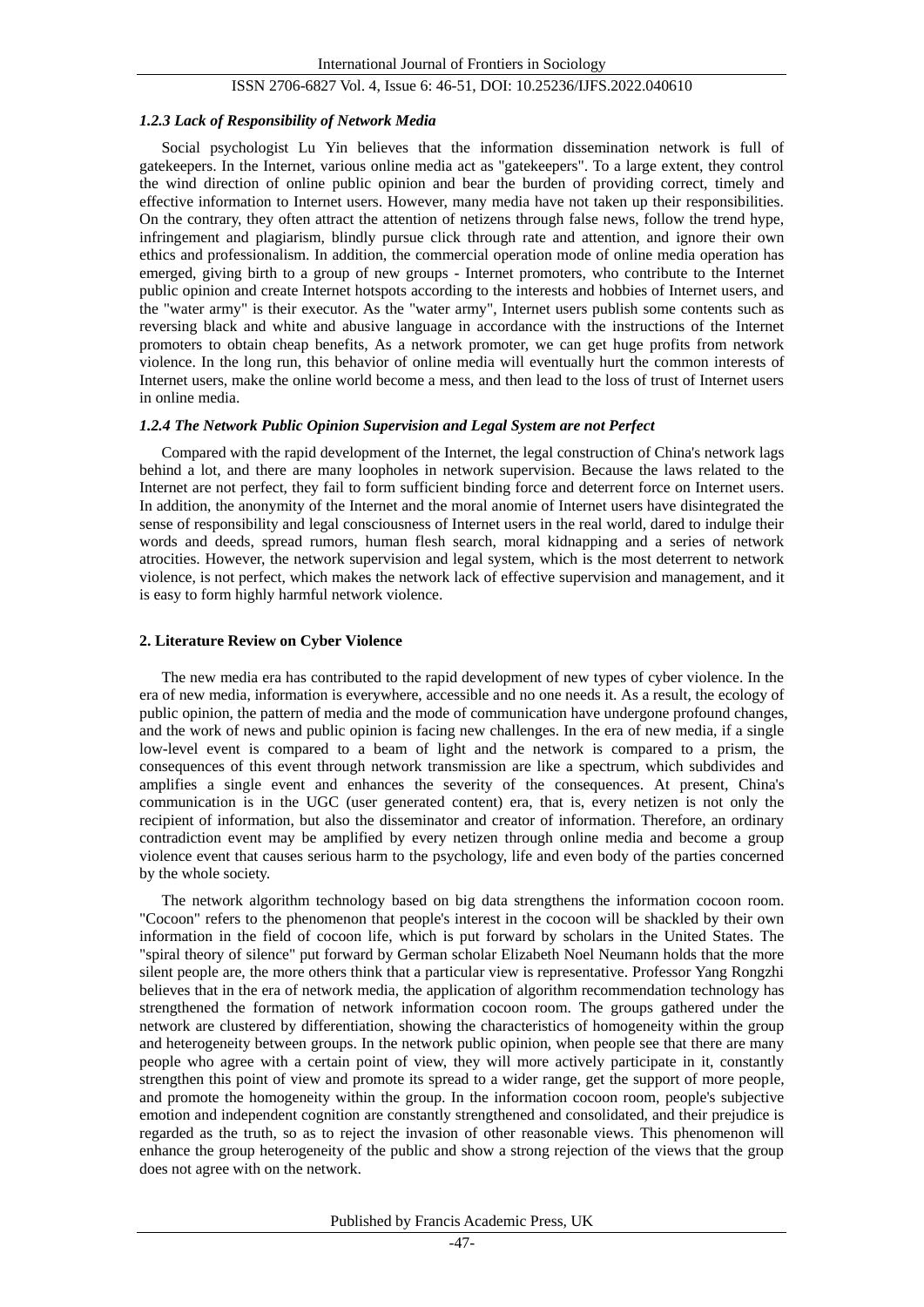#### *1.2.3 Lack of Responsibility of Network Media*

Social psychologist Lu Yin believes that the information dissemination network is full of gatekeepers. In the Internet, various online media act as "gatekeepers". To a large extent, they control the wind direction of online public opinion and bear the burden of providing correct, timely and effective information to Internet users. However, many media have not taken up their responsibilities. On the contrary, they often attract the attention of netizens through false news, follow the trend hype, infringement and plagiarism, blindly pursue click through rate and attention, and ignore their own ethics and professionalism. In addition, the commercial operation mode of online media operation has emerged, giving birth to a group of new groups - Internet promoters, who contribute to the Internet public opinion and create Internet hotspots according to the interests and hobbies of Internet users, and the "water army" is their executor. As the "water army", Internet users publish some contents such as reversing black and white and abusive language in accordance with the instructions of the Internet promoters to obtain cheap benefits, As a network promoter, we can get huge profits from network violence. In the long run, this behavior of online media will eventually hurt the common interests of Internet users, make the online world become a mess, and then lead to the loss of trust of Internet users in online media.

#### *1.2.4 The Network Public Opinion Supervision and Legal System are not Perfect*

Compared with the rapid development of the Internet, the legal construction of China's network lags behind a lot, and there are many loopholes in network supervision. Because the laws related to the Internet are not perfect, they fail to form sufficient binding force and deterrent force on Internet users. In addition, the anonymity of the Internet and the moral anomie of Internet users have disintegrated the sense of responsibility and legal consciousness of Internet users in the real world, dared to indulge their words and deeds, spread rumors, human flesh search, moral kidnapping and a series of network atrocities. However, the network supervision and legal system, which is the most deterrent to network violence, is not perfect, which makes the network lack of effective supervision and management, and it is easy to form highly harmful network violence.

## **2. Literature Review on Cyber Violence**

The new media era has contributed to the rapid development of new types of cyber violence. In the era of new media, information is everywhere, accessible and no one needs it. As a result, the ecology of public opinion, the pattern of media and the mode of communication have undergone profound changes, and the work of news and public opinion is facing new challenges. In the era of new media, if a single low-level event is compared to a beam of light and the network is compared to a prism, the consequences of this event through network transmission are like a spectrum, which subdivides and amplifies a single event and enhances the severity of the consequences. At present, China's communication is in the UGC (user generated content) era, that is, every netizen is not only the recipient of information, but also the disseminator and creator of information. Therefore, an ordinary contradiction event may be amplified by every netizen through online media and become a group violence event that causes serious harm to the psychology, life and even body of the parties concerned by the whole society.

The network algorithm technology based on big data strengthens the information cocoon room. "Cocoon" refers to the phenomenon that people's interest in the cocoon will be shackled by their own information in the field of cocoon life, which is put forward by scholars in the United States. The "spiral theory of silence" put forward by German scholar Elizabeth Noel Neumann holds that the more silent people are, the more others think that a particular view is representative. Professor Yang Rongzhi believes that in the era of network media, the application of algorithm recommendation technology has strengthened the formation of network information cocoon room. The groups gathered under the network are clustered by differentiation, showing the characteristics of homogeneity within the group and heterogeneity between groups. In the network public opinion, when people see that there are many people who agree with a certain point of view, they will more actively participate in it, constantly strengthen this point of view and promote its spread to a wider range, get the support of more people, and promote the homogeneity within the group. In the information cocoon room, people's subjective emotion and independent cognition are constantly strengthened and consolidated, and their prejudice is regarded as the truth, so as to reject the invasion of other reasonable views. This phenomenon will enhance the group heterogeneity of the public and show a strong rejection of the views that the group does not agree with on the network.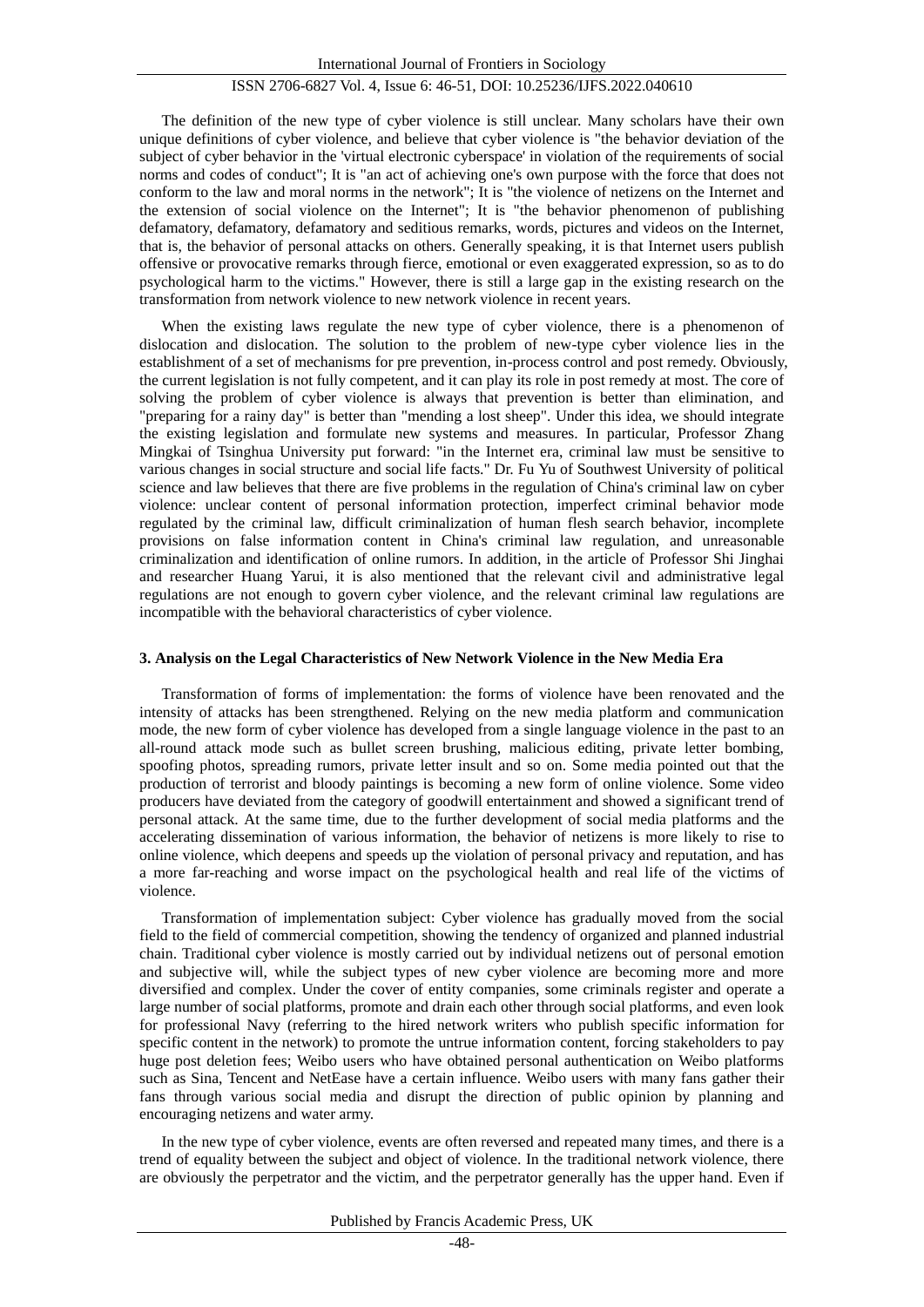The definition of the new type of cyber violence is still unclear. Many scholars have their own unique definitions of cyber violence, and believe that cyber violence is "the behavior deviation of the subject of cyber behavior in the 'virtual electronic cyberspace' in violation of the requirements of social norms and codes of conduct"; It is "an act of achieving one's own purpose with the force that does not conform to the law and moral norms in the network"; It is "the violence of netizens on the Internet and the extension of social violence on the Internet"; It is "the behavior phenomenon of publishing defamatory, defamatory, defamatory and seditious remarks, words, pictures and videos on the Internet, that is, the behavior of personal attacks on others. Generally speaking, it is that Internet users publish offensive or provocative remarks through fierce, emotional or even exaggerated expression, so as to do psychological harm to the victims." However, there is still a large gap in the existing research on the transformation from network violence to new network violence in recent years.

When the existing laws regulate the new type of cyber violence, there is a phenomenon of dislocation and dislocation. The solution to the problem of new-type cyber violence lies in the establishment of a set of mechanisms for pre prevention, in-process control and post remedy. Obviously, the current legislation is not fully competent, and it can play its role in post remedy at most. The core of solving the problem of cyber violence is always that prevention is better than elimination, and "preparing for a rainy day" is better than "mending a lost sheep". Under this idea, we should integrate the existing legislation and formulate new systems and measures. In particular, Professor Zhang Mingkai of Tsinghua University put forward: "in the Internet era, criminal law must be sensitive to various changes in social structure and social life facts." Dr. Fu Yu of Southwest University of political science and law believes that there are five problems in the regulation of China's criminal law on cyber violence: unclear content of personal information protection, imperfect criminal behavior mode regulated by the criminal law, difficult criminalization of human flesh search behavior, incomplete provisions on false information content in China's criminal law regulation, and unreasonable criminalization and identification of online rumors. In addition, in the article of Professor Shi Jinghai and researcher Huang Yarui, it is also mentioned that the relevant civil and administrative legal regulations are not enough to govern cyber violence, and the relevant criminal law regulations are incompatible with the behavioral characteristics of cyber violence.

## 3. Analysis on the Legal Characteristics of New Network Violence in the New Media Era

Transformation of forms of implementation: the forms of violence have been renovated and the intensity of attacks has been strengthened. Relying on the new media platform and communication mode, the new form of cyber violence has developed from a single language violence in the past to an all-round attack mode such as bullet screen brushing, malicious editing, private letter bombing, spoofing photos, spreading rumors, private letter insult and so on. Some media pointed out that the production of terrorist and bloody paintings is becoming a new form of online violence. Some video producers have deviated from the category of goodwill entertainment and showed a significant trend of personal attack. At the same time, due to the further development of social media platforms and the accelerating dissemination of various information, the behavior of netizens is more likely to rise to online violence, which deepens and speeds up the violation of personal privacy and reputation, and has a more far-reaching and worse impact on the psychological health and real life of the victims of violence.

Transformation of implementation subject: Cyber violence has gradually moved from the social field to the field of commercial competition, showing the tendency of organized and planned industrial chain. Traditional cyber violence is mostly carried out by individual netizens out of personal emotion and subjective will, while the subject types of new cyber violence are becoming more and more diversified and complex. Under the cover of entity companies, some criminals register and operate a large number of social platforms, promote and drain each other through social platforms, and even look for professional Navy (referring to the hired network writers who publish specific information for specific content in the network) to promote the untrue information content, forcing stakeholders to pay huge post deletion fees; Weibo users who have obtained personal authentication on Weibo platforms such as Sina, Tencent and NetEase have a certain influence. Weibo users with many fans gather their fans through various social media and disrupt the direction of public opinion by planning and encouraging netizens and water army.

In the new type of cyber violence, events are often reversed and repeated many times, and there is a trend of equality between the subject and object of violence. In the traditional network violence, there are obviously the perpetrator and the victim, and the perpetrator generally has the upper hand. Even if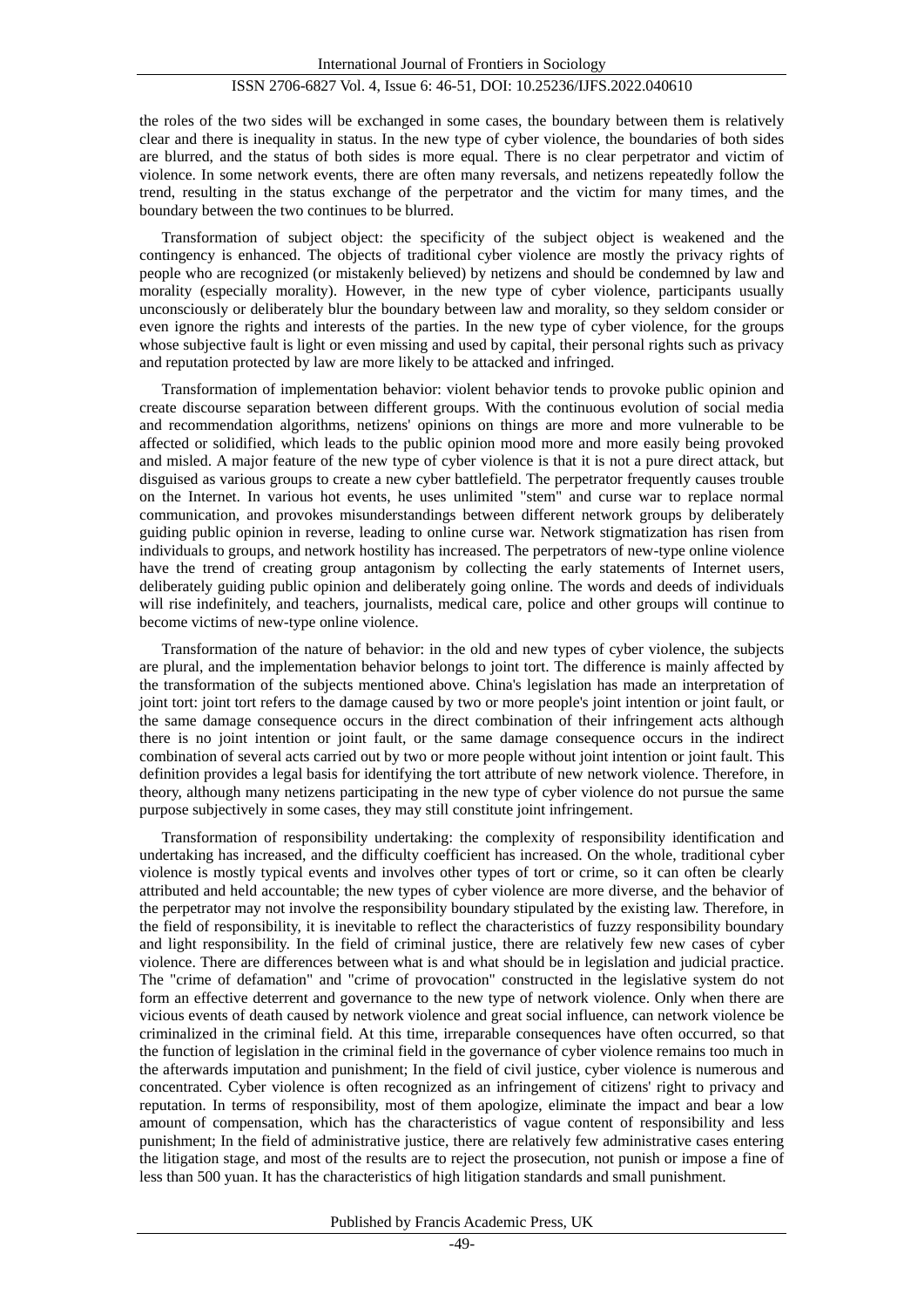the roles of the two sides will be exchanged in some cases, the boundary between them is relatively clear and there is inequality in status. In the new type of cyber violence, the boundaries of both sides are blurred, and the status of both sides is more equal. There is no clear perpetrator and victim of violence. In some network events, there are often many reversals, and netizens repeatedly follow the trend, resulting in the status exchange of the perpetrator and the victim for many times, and the boundary between the two continues to be blurred.

Transformation of subject object: the specificity of the subject object is weakened and the contingency is enhanced. The objects of traditional cyber violence are mostly the privacy rights of people who are recognized (or mistakenly believed) by netizens and should be condemned by law and morality (especially morality). However, in the new type of cyber violence, participants usually unconsciously or deliberately blur the boundary between law and morality, so they seldom consider or even ignore the rights and interests of the parties. In the new type of cyber violence, for the groups whose subjective fault is light or even missing and used by capital, their personal rights such as privacy and reputation protected by law are more likely to be attacked and infringed.

Transformation of implementation behavior: violent behavior tends to provoke public opinion and create discourse separation between different groups. With the continuous evolution of social media and recommendation algorithms, netizens' opinions on things are more and more vulnerable to be affected or solidified, which leads to the public opinion mood more and more easily being provoked and misled. A major feature of the new type of cyber violence is that it is not a pure direct attack, but disguised as various groups to create a new cyber battlefield. The perpetrator frequently causes trouble on the Internet. In various hot events, he uses unlimited "stem" and curse war to replace normal communication, and provokes misunderstandings between different network groups by deliberately guiding public opinion in reverse, leading to online curse war. Network stigmatization has risen from individuals to groups, and network hostility has increased. The perpetrators of new-type online violence have the trend of creating group antagonism by collecting the early statements of Internet users, deliberately guiding public opinion and deliberately going online. The words and deeds of individuals will rise indefinitely, and teachers, journalists, medical care, police and other groups will continue to become victims of new-type online violence.

Transformation of the nature of behavior: in the old and new types of cyber violence, the subjects are plural, and the implementation behavior belongs to joint tort. The difference is mainly affected by the transformation of the subjects mentioned above. China's legislation has made an interpretation of joint tort: joint tort refers to the damage caused by two or more people's joint intention or joint fault, or the same damage consequence occurs in the direct combination of their infringement acts although there is no joint intention or joint fault, or the same damage consequence occurs in the indirect combination of several acts carried out by two or more people without joint intention or joint fault. This definition provides a legal basis for identifying the tort attribute of new network violence. Therefore, in theory, although many netizens participating in the new type of cyber violence do not pursue the same purpose subjectively in some cases, they may still constitute joint infringement.

Transformation of responsibility undertaking: the complexity of responsibility identification and undertaking has increased, and the difficulty coefficient has increased. On the whole, traditional cyber violence is mostly typical events and involves other types of tort or crime, so it can often be clearly attributed and held accountable; the new types of cyber violence are more diverse, and the behavior of the perpetrator may not involve the responsibility boundary stipulated by the existing law. Therefore, in the field of responsibility, it is inevitable to reflect the characteristics of fuzzy responsibility boundary and light responsibility. In the field of criminal justice, there are relatively few new cases of cyber violence. There are differences between what is and what should be in legislation and judicial practice. The "crime of defamation" and "crime of provocation" constructed in the legislative system do not form an effective deterrent and governance to the new type of network violence. Only when there are vicious events of death caused by network violence and great social influence, can network violence be criminalized in the criminal field. At this time, irreparable consequences have often occurred, so that the function of legislation in the criminal field in the governance of cyber violence remains too much in the afterwards imputation and punishment; In the field of civil justice, cyber violence is numerous and concentrated. Cyber violence is often recognized as an infringement of citizens' right to privacy and reputation. In terms of responsibility, most of them apologize, eliminate the impact and bear a low amount of compensation, which has the characteristics of vague content of responsibility and less punishment; In the field of administrative justice, there are relatively few administrative cases entering the litigation stage, and most of the results are to reject the prosecution, not punish or impose a fine of less than 500 yuan. It has the characteristics of high litigation standards and small punishment.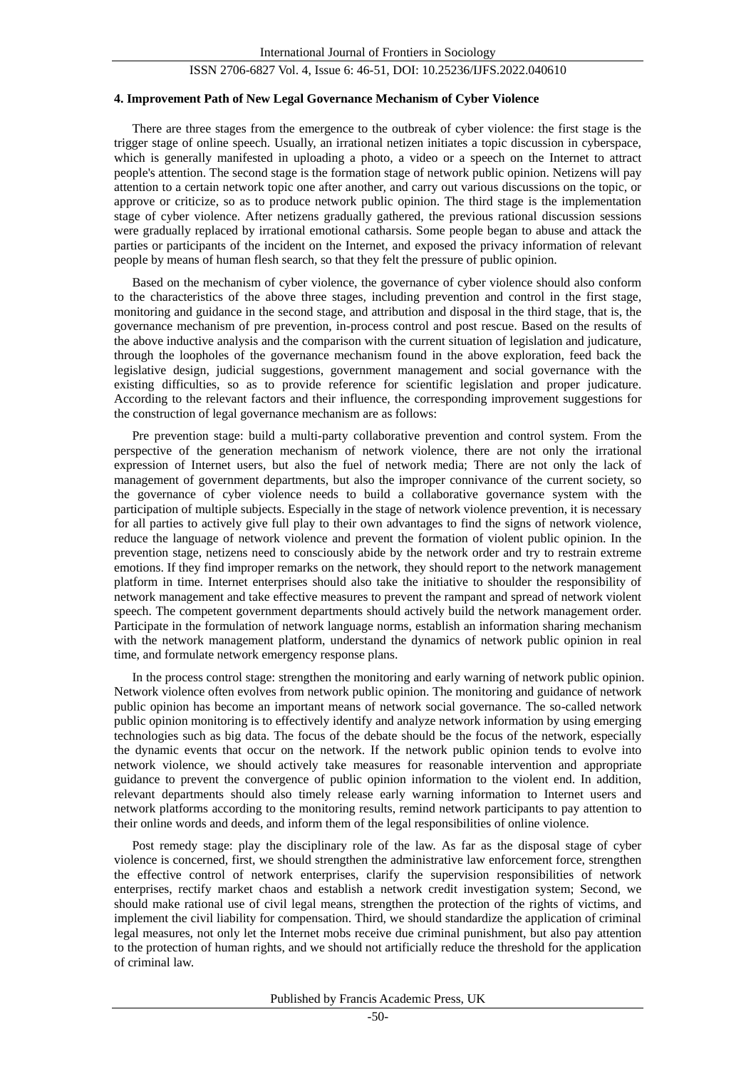### 4. Improvement Path of New Legal Governance Mechanism of Cyber Violence

There are three stages from the emergence to the outbreak of cyber violence: the first stage is the trigger stage of online speech. Usually, an irrational netizen initiates a topic discussion in cyberspace, which is generally manifested in uploading a photo, a video or a speech on the Internet to attract people's attention. The second stage is the formation stage of network public opinion. Netizens will pay attention to a certain network topic one after another, and carry out various discussions on the topic, or approve or criticize, so as to produce network public opinion. The third stage is the implementation stage of cyber violence. After netizens gradually gathered, the previous rational discussion sessions were gradually replaced by irrational emotional catharsis. Some people began to abuse and attack the parties or participants of the incident on the Internet, and exposed the privacy information of relevant people by means of human flesh search, so that they felt the pressure of public opinion.

Based on the mechanism of cyber violence, the governance of cyber violence should also conform to the characteristics of the above three stages, including prevention and control in the first stage, monitoring and guidance in the second stage, and attribution and disposal in the third stage, that is, the governance mechanism of pre prevention, in-process control and post rescue. Based on the results of the above inductive analysis and the comparison with the current situation of legislation and judicature, through the loopholes of the governance mechanism found in the above exploration, feed back the legislative design, judicial suggestions, government management and social governance with the existing difficulties, so as to provide reference for scientific legislation and proper judicature. According to the relevant factors and their influence, the corresponding improvement suggestions for the construction of legal governance mechanism are as follows:

Pre prevention stage: build a multi-party collaborative prevention and control system. From the perspective of the generation mechanism of network violence, there are not only the irrational expression of Internet users, but also the fuel of network media; There are not only the lack of management of government departments, but also the improper connivance of the current society, so the governance of cyber violence needs to build a collaborative governance system with the participation of multiple subjects. Especially in the stage of network violence prevention, it is necessary for all parties to actively give full play to their own advantages to find the signs of network violence, reduce the language of network violence and prevent the formation of violent public opinion. In the prevention stage, netizens need to consciously abide by the network order and try to restrain extreme emotions. If they find improper remarks on the network, they should report to the network management platform in time. Internet enterprises should also take the initiative to shoulder the responsibility of network management and take effective measures to prevent the rampant and spread of network violent speech. The competent government departments should actively build the network management order. Participate in the formulation of network language norms, establish an information sharing mechanism with the network management platform, understand the dynamics of network public opinion in real time, and formulate network emergency response plans.

In the process control stage: strengthen the monitoring and early warning of network public opinion. Network violence often evolves from network public opinion. The monitoring and guidance of network public opinion has become an important means of network social governance. The so-called network public opinion monitoring is to effectively identify and analyze network information by using emerging technologies such as big data. The focus of the debate should be the focus of the network, especially the dynamic events that occur on the network. If the network public opinion tends to evolve into network violence, we should actively take measures for reasonable intervention and appropriate guidance to prevent the convergence of public opinion information to the violent end. In addition, relevant departments should also timely release early warning information to Internet users and network platforms according to the monitoring results, remind network participants to pay attention to their online words and deeds, and inform them of the legal responsibilities of online violence.

Post remedy stage: play the disciplinary role of the law. As far as the disposal stage of cyber violence is concerned, first, we should strengthen the administrative law enforcement force, strengthen the effective control of network enterprises, clarify the supervision responsibilities of network enterprises, rectify market chaos and establish a network credit investigation system; Second, we should make rational use of civil legal means, strengthen the protection of the rights of victims, and implement the civil liability for compensation. Third, we should standardize the application of criminal legal measures, not only let the Internet mobs receive due criminal punishment, but also pay attention to the protection of human rights, and we should not artificially reduce the threshold for the application of criminal law.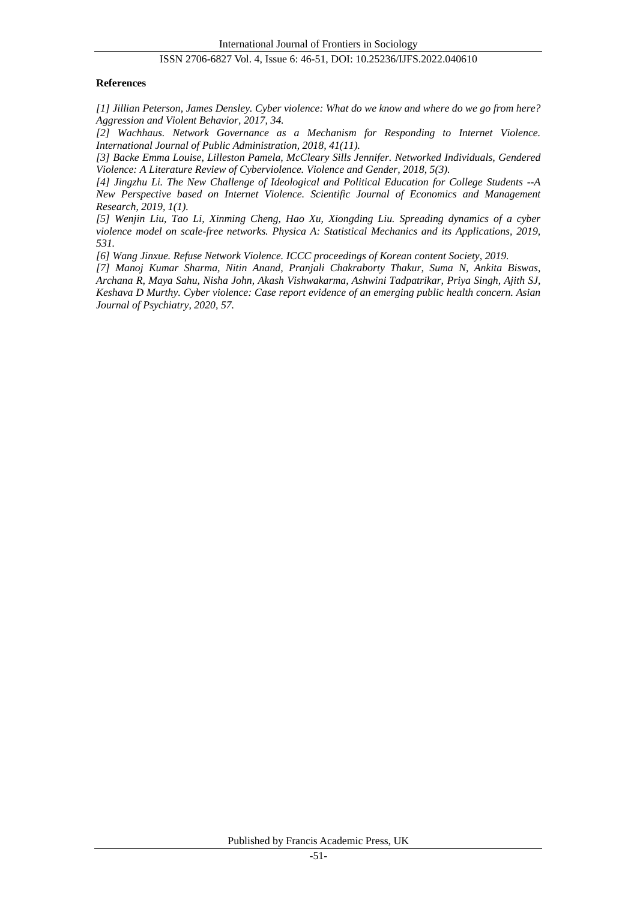**References**

*[1] Jillian Peterson, James Densley. Cyber violence: What do we know and where do we go from here? Aggression and Violent Behavior, 2017, 34.*

*[2] Wachhaus. Network Governance as a Mechanism for Responding to Internet Violence. International Journal of Public Administration, 2018, 41(11).*

*[3] Backe Emma Louise, Lilleston Pamela, McCleary Sills Jennifer. Networked Individuals, Gendered Violence: A Literature Review of Cyberviolence. Violence and Gender, 2018, 5(3).*

*[4] Jingzhu Li. The New Challenge of Ideological and Political Education for College Students --A New Perspective based on Internet Violence. Scientific Journal of Economics and Management Research, 2019, 1(1).*

*[5] Wenjin Liu, Tao Li, Xinming Cheng, Hao Xu, Xiongding Liu. Spreading dynamics of a cyber violence model on scale-free networks. Physica A: Statistical Mechanics and its Applications, 2019, 531.*

*[6] Wang Jinxue. Refuse Network Violence. ICCC proceedings of Korean content Society, 2019.*

*[7] Manoj Kumar Sharma, Nitin Anand, Pranjali Chakraborty Thakur, Suma N, Ankita Biswas, Archana R, Maya Sahu, Nisha John, Akash Vishwakarma, Ashwini Tadpatrikar, Priya Singh, Ajith SJ, Keshava D Murthy. Cyber violence: Case report evidence of an emerging public health concern. Asian Journal of Psychiatry, 2020, 57.*